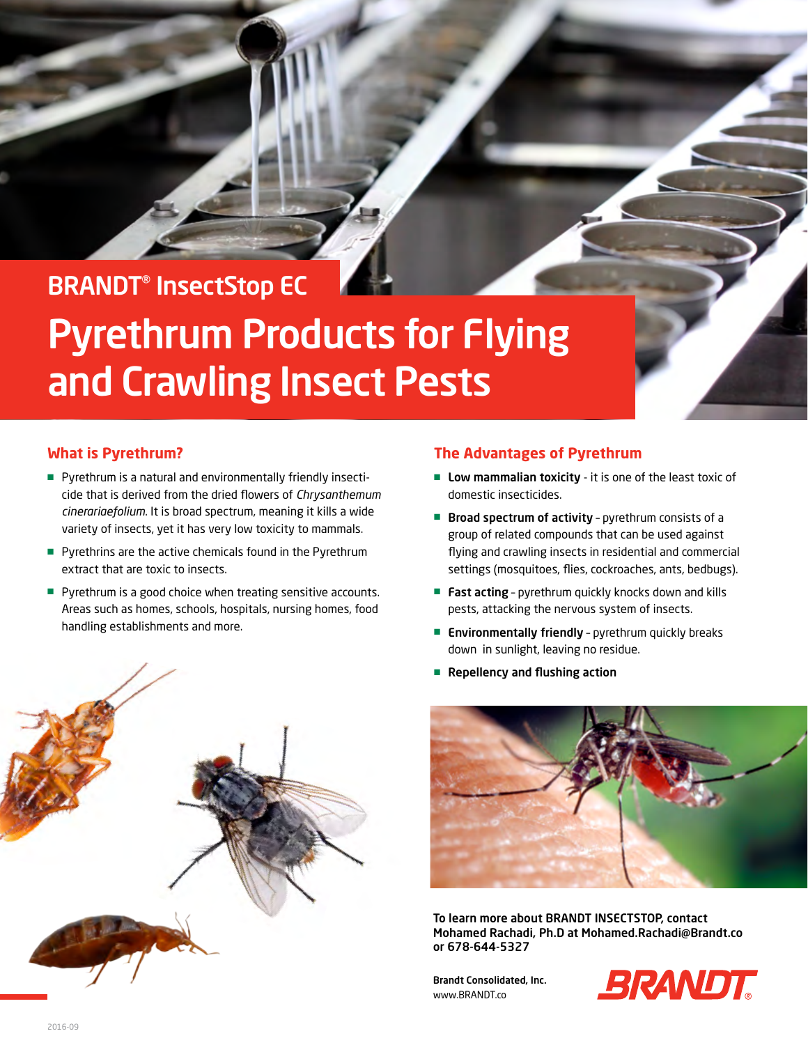BRANDT® InsectStop EC

# Pyrethrum Products for Flying and Crawling Insect Pests

## What is Pyrethrum?

- Pyrethrum is a natural and environmentally friendly insecticide that is derived from the dried flowers of *Chrysanthemum cinerariaefolium*. It is broad spectrum, meaning it kills a wide variety of insects, yet it has very low toxicity to mammals.
- Pyrethrins are the active chemicals found in the Pyrethrum extract that are toxic to insects.
- Pyrethrum is a good choice when treating sensitive accounts. Areas such as homes, schools, hospitals, nursing homes, food handling establishments and more.

## The Advantages of Pyrethrum

- **Low mammalian toxicity** - it is one of the least toxic of domestic insecticides.
- **Broad spectrum of activity** - pyrethrum consists of a group of related compounds that can be used against flying and crawling insects in residential and commercial settings (mosquitoes, flies, cockroaches, ants, bedbugs).
- **Fast acting** - pyrethrum quickly knocks down and kills pests, attacking the nervous system of insects.
- **Environmentally friendly** - pyrethrum quickly breaks down in sunlight, leaving no residue.
- **Repellency and flushing action**

**To learn more about BRANDT INSECTSTOP, contact Mohamed Rachadi, Ph.D at Mohamed.Rachadi@Brandt.co or 678-644-5327**

**Brandt Consolidated, Inc.**
www.BRANDT.co

BRANDT®

2016-09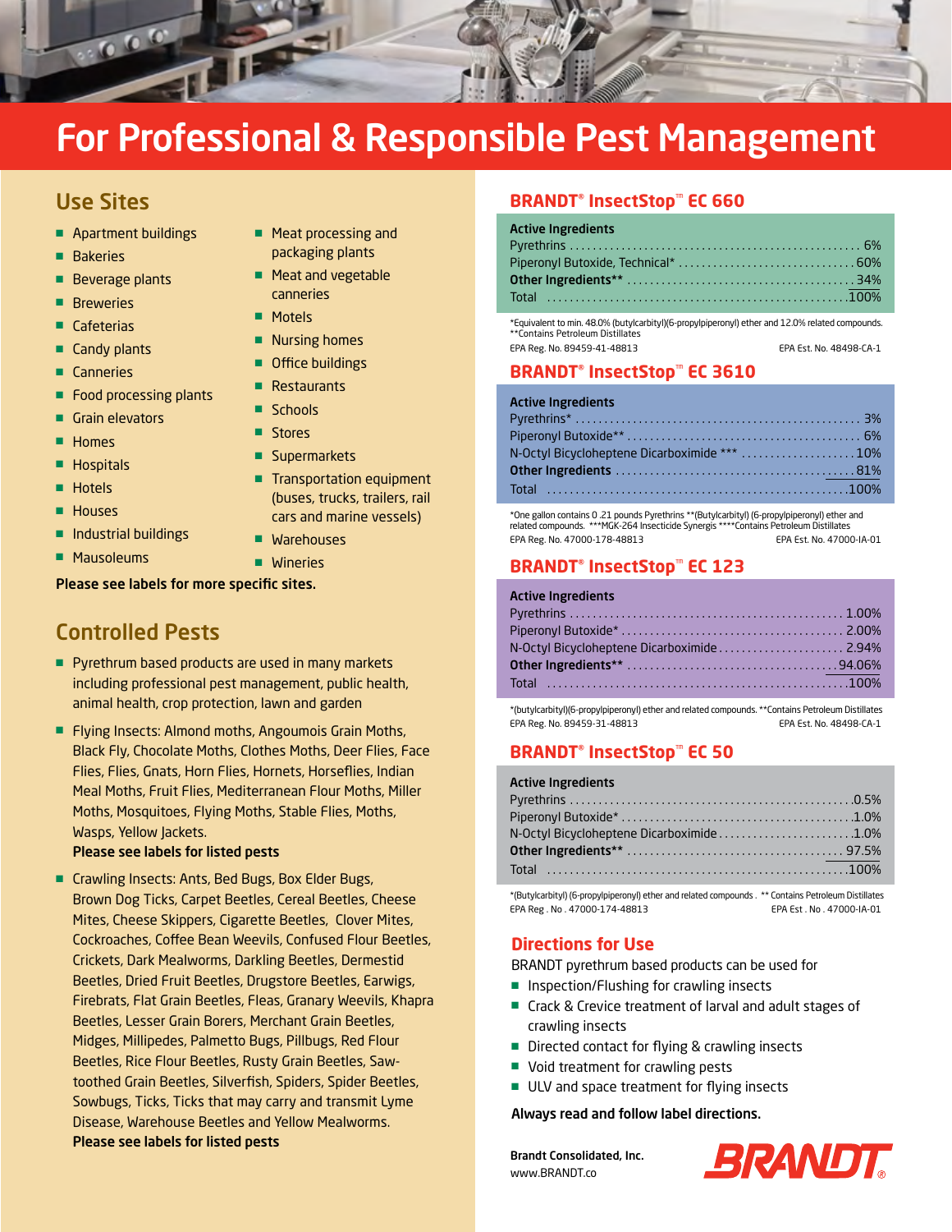# For Professional & Responsible Pest Management

## Use Sites

- Apartment buildings
- Bakeries
- Beverage plants
- Breweries
- Cafeterias
- Candy plants
- Canneries
- Food processing plants
- Grain elevators
- Homes
- Hospitals
- Hotels
- Houses
- Industrial buildings
- Mausoleums
- Meat processing and packaging plants
- Meat and vegetable canneries
- Motels
- Nursing homes
- Office buildings
- Restaurants
- Schools
- Stores
- Supermarkets
- Transportation equipment (buses, trucks, trailers, rail cars and marine vessels)
- Warehouses
- Wineries

**Please see labels for more specific sites.**

## Controlled Pests

- Pyrethrum based products are used in many markets including professional pest management, public health, animal health, crop protection, lawn and garden
- Flying Insects: Almond moths, Angoumois Grain Moths, Black Fly, Chocolate Moths, Clothes Moths, Deer Flies, Face Flies, Flies, Gnats, Horn Flies, Hornets, Horseflies, Indian Meal Moths, Fruit Flies, Mediterranean Flour Moths, Miller Moths, Mosquitoes, Flying Moths, Stable Flies, Moths, Wasps, Yellow Jackets.
  **Please see labels for listed pests**
- Crawling Insects: Ants, Bed Bugs, Box Elder Bugs, Brown Dog Ticks, Carpet Beetles, Cereal Beetles, Cheese Mites, Cheese Skippers, Cigarette Beetles, Clover Mites, Cockroaches, Coffee Bean Weevils, Confused Flour Beetles, Crickets, Dark Mealworms, Darkling Beetles, Dermestid Beetles, Dried Fruit Beetles, Drugstore Beetles, Earwigs, Firebrats, Flat Grain Beetles, Fleas, Granary Weevils, Khapra Beetles, Lesser Grain Borers, Merchant Grain Beetles, Midges, Millipedes, Palmetto Bugs, Pillbugs, Red Flour Beetles, Rice Flour Beetles, Rusty Grain Beetles, Saw-toothed Grain Beetles, Silverfish, Spiders, Spider Beetles, Sowbugs, Ticks, Ticks that may carry and transmit Lyme Disease, Warehouse Beetles and Yellow Mealworms.
  **Please see labels for listed pests**

## BRANDT® InsectStop™ EC 660

| Active Ingredients | |
|---|---|
| Pyrethrins | 6% |
| Piperonyl Butoxide, Technical* | 60% |
| **Other Ingredients**** | 34% |
| Total | 100% |

*Equivalent to min. 48.0% (butylcarbityl)(6-propylpiperonyl) ether and 12.0% related compounds.
**Contains Petroleum Distillates
EPA Reg. No. 89459-41-48813 EPA Est. No. 48498-CA-1

## BRANDT® InsectStop™ EC 3610

| Active Ingredients | |
|---|---|
| Pyrethrins* | 3% |
| Piperonyl Butoxide** | 6% |
| N-Octyl Bicycloheptene Dicarboximide *** | 10% |
| **Other Ingredients** | 81% |
| Total | 100% |

*One gallon contains 0 .21 pounds Pyrethrins **(Butylcarbityl) (6-propylpiperonyl) ether and related compounds. ***MGK-264 Insecticide Synergis ****Contains Petroleum Distillates
EPA Reg. No. 47000-178-48813 EPA Est. No. 47000-IA-01

## BRANDT® InsectStop™ EC 123

| Active Ingredients | |
|---|---|
| Pyrethrins | 1.00% |
| Piperonyl Butoxide* | 2.00% |
| N-Octyl Bicycloheptene Dicarboximide | 2.94% |
| **Other Ingredients**** | 94.06% |
| Total | 100% |

*(butylcarbityl)(6-propylpiperonyl) ether and related compounds. **Contains Petroleum Distillates
EPA Reg. No. 89459-31-48813 EPA Est. No. 48498-CA-1

## BRANDT® InsectStop™ EC 50

| Active Ingredients | |
|---|---|
| Pyrethrins | 0.5% |
| Piperonyl Butoxide* | 1.0% |
| N-Octyl Bicycloheptene Dicarboximide | 1.0% |
| **Other Ingredients**** | 97.5% |
| Total | 100% |

*(Butylcarbityl) (6-propylpiperonyl) ether and related compounds . ** Contains Petroleum Distillates
EPA Reg . No . 47000-174-48813 EPA Est . No . 47000-IA-01

## Directions for Use

BRANDT pyrethrum based products can be used for

- Inspection/Flushing for crawling insects
- Crack & Crevice treatment of larval and adult stages of crawling insects
- Directed contact for flying & crawling insects
- Void treatment for crawling pests
- ULV and space treatment for flying insects

**Always read and follow label directions.**

**Brandt Consolidated, Inc.**
www.BRANDT.co

BRANDT®